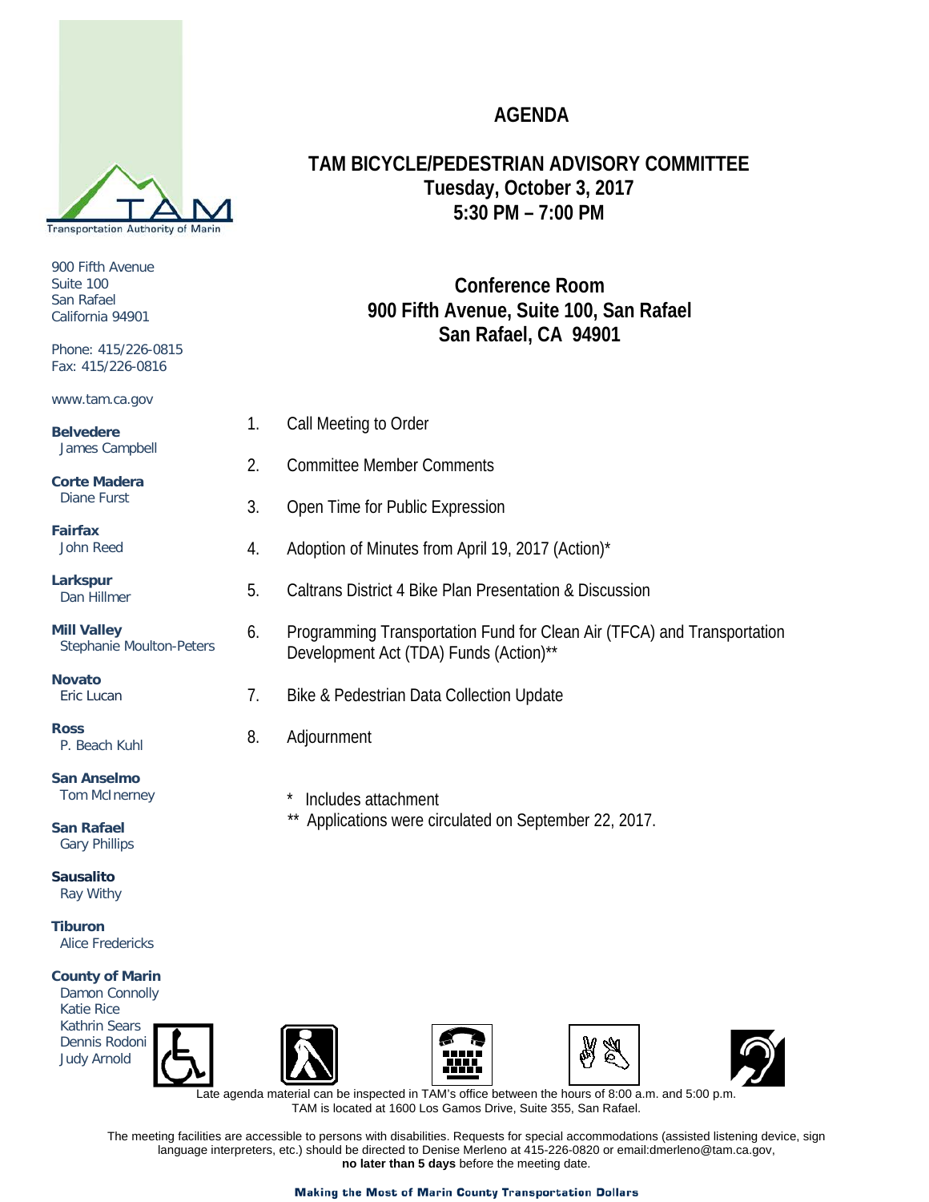# AGENDA

## TAM BICYCLE/PEDESTRIAN ADVISORY COMMITTEE

**Tuesday, October 3, 2017**
**5:30 PM – 7:00 PM**

**Conference Room**
**900 Fifth Avenue, Suite 100, San Rafael**
**San Rafael, CA 94901**

1. Call Meeting to Order
2. Committee Member Comments
3. Open Time for Public Expression
4. Adoption of Minutes from April 19, 2017 (Action)*
5. Caltrans District 4 Bike Plan Presentation & Discussion
6. Programming Transportation Fund for Clean Air (TFCA) and Transportation Development Act (TDA) Funds (Action)**
7. Bike & Pedestrian Data Collection Update
8. Adjournment

\* Includes attachment
\*\* Applications were circulated on September 22, 2017.

Transportation Authority of Marin

900 Fifth Avenue
Suite 100
San Rafael
California 94901

Phone: 415/226-0815
Fax: 415/226-0816

www.tam.ca.gov

**Belvedere**
James Campbell

**Corte Madera**
Diane Furst

**Fairfax**
John Reed

**Larkspur**
Dan Hillmer

**Mill Valley**
Stephanie Moulton-Peters

**Novato**
Eric Lucan

**Ross**
P. Beach Kuhl

**San Anselmo**
Tom McInerney

**San Rafael**
Gary Phillips

**Sausalito**
Ray Withy

**Tiburon**
Alice Fredericks

**County of Marin**
Damon Connolly
Katie Rice
Kathrin Sears
Dennis Rodoni
Judy Arnold

Late agenda material can be inspected in TAM's office between the hours of 8:00 a.m. and 5:00 p.m. TAM is located at 1600 Los Gamos Drive, Suite 355, San Rafael.

The meeting facilities are accessible to persons with disabilities. Requests for special accommodations (assisted listening device, sign language interpreters, etc.) should be directed to Denise Merleno at 415-226-0820 or email:dmerleno@tam.ca.gov, **no later than 5 days** before the meeting date.

**Making the Most of Marin County Transportation Dollars**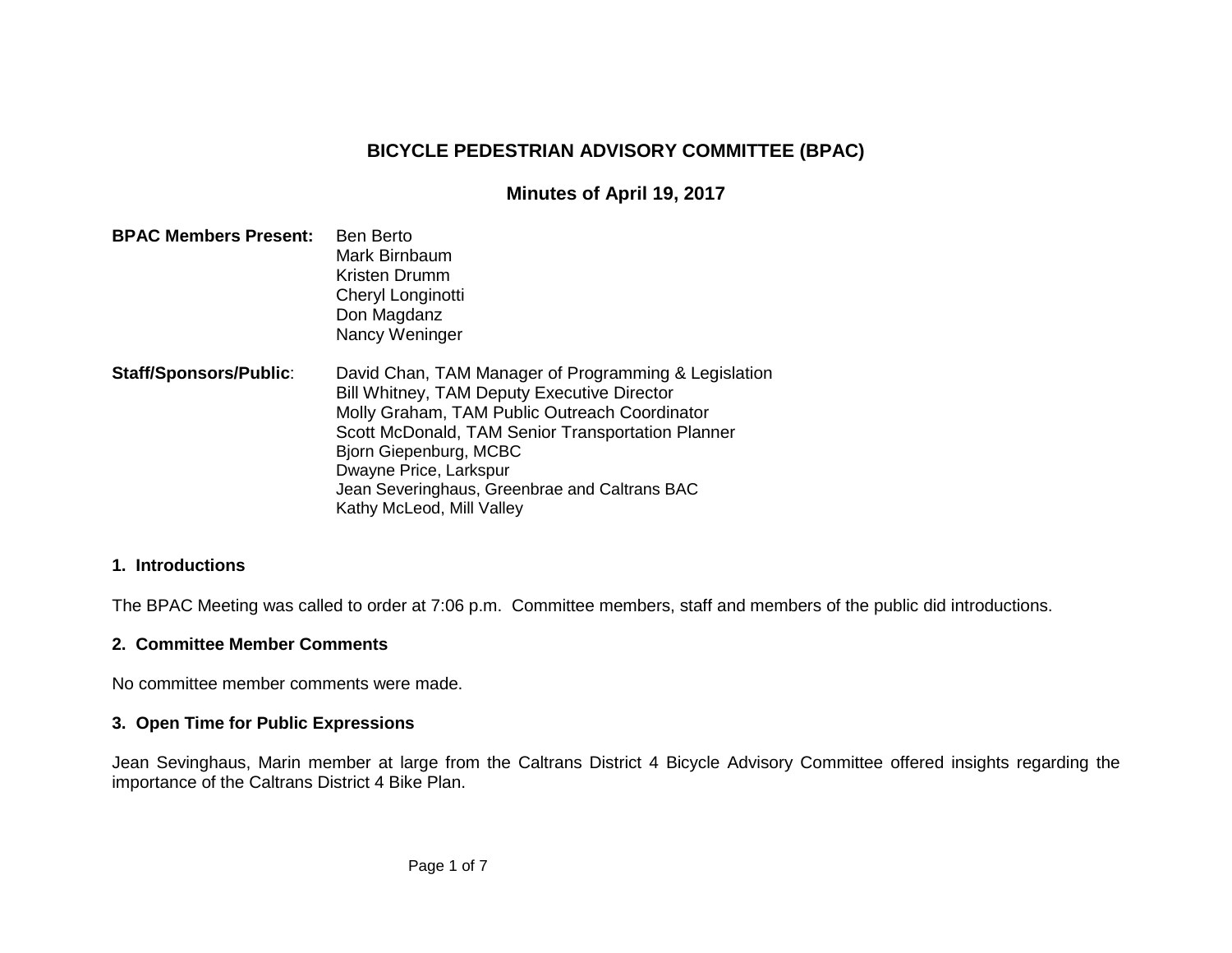# BICYCLE PEDESTRIAN ADVISORY COMMITTEE (BPAC)

## Minutes of April 19, 2017

**BPAC Members Present:**
Ben Berto
Mark Birnbaum
Kristen Drumm
Cheryl Longinotti
Don Magdanz
Nancy Weninger

**Staff/Sponsors/Public**:
David Chan, TAM Manager of Programming & Legislation
Bill Whitney, TAM Deputy Executive Director
Molly Graham, TAM Public Outreach Coordinator
Scott McDonald, TAM Senior Transportation Planner
Bjorn Giepenburg, MCBC
Dwayne Price, Larkspur
Jean Severinghaus, Greenbrae and Caltrans BAC
Kathy McLeod, Mill Valley

### 1. Introductions

The BPAC Meeting was called to order at 7:06 p.m. Committee members, staff and members of the public did introductions.

### 2. Committee Member Comments

No committee member comments were made.

### 3. Open Time for Public Expressions

Jean Sevinghaus, Marin member at large from the Caltrans District 4 Bicycle Advisory Committee offered insights regarding the importance of the Caltrans District 4 Bike Plan.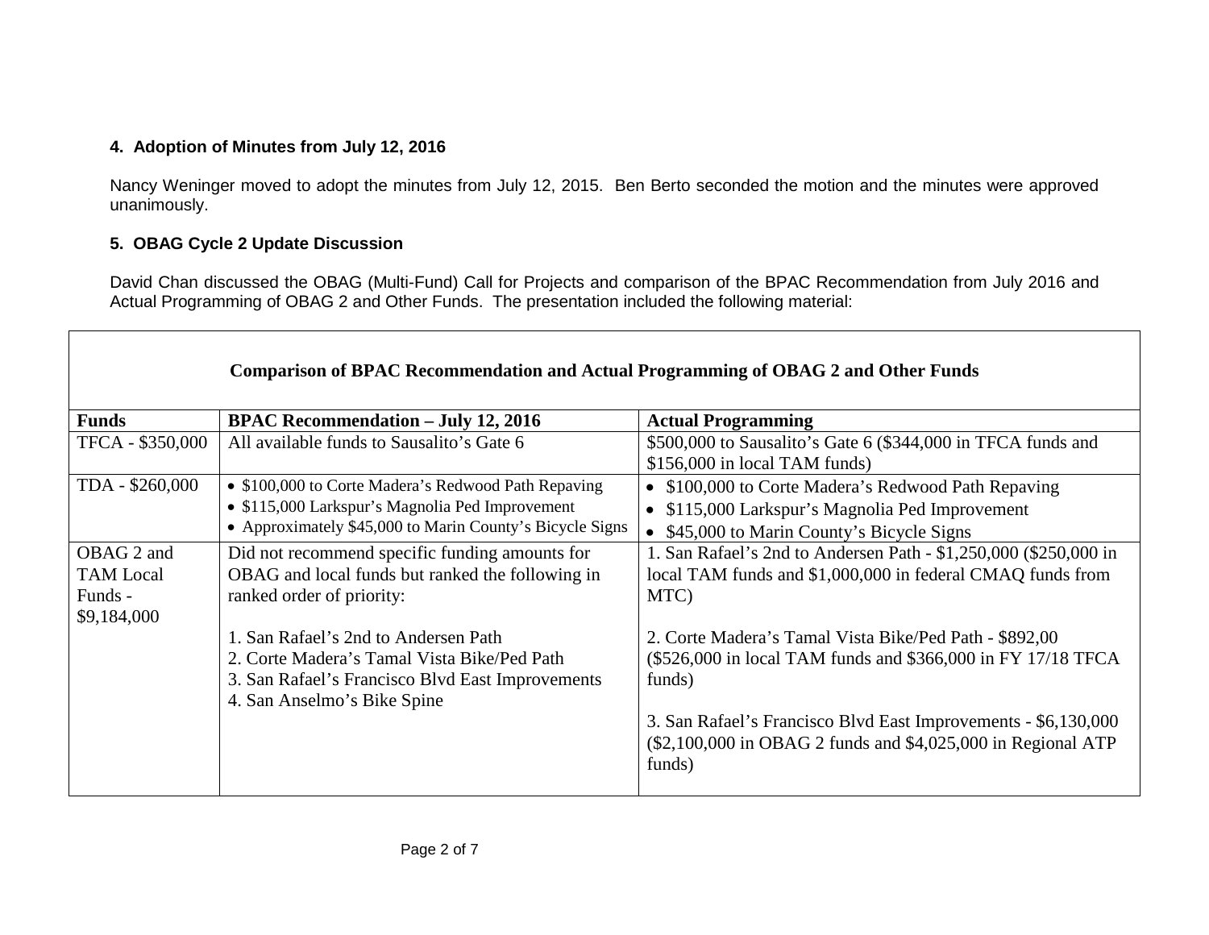**4. Adoption of Minutes from July 12, 2016**

Nancy Weninger moved to adopt the minutes from July 12, 2015. Ben Berto seconded the motion and the minutes were approved unanimously.

**5. OBAG Cycle 2 Update Discussion**

David Chan discussed the OBAG (Multi-Fund) Call for Projects and comparison of the BPAC Recommendation from July 2016 and Actual Programming of OBAG 2 and Other Funds. The presentation included the following material:

| Comparison of BPAC Recommendation and Actual Programming of OBAG 2 and Other Funds | | |
|---|---|---|
| **Funds** | **BPAC Recommendation – July 12, 2016** | **Actual Programming** |
| TFCA - $350,000 | All available funds to Sausalito's Gate 6 | $500,000 to Sausalito's Gate 6 ($344,000 in TFCA funds and $156,000 in local TAM funds) |
| TDA - $260,000 | • $100,000 to Corte Madera's Redwood Path Repaving<br>• $115,000 Larkspur's Magnolia Ped Improvement<br>• Approximately $45,000 to Marin County's Bicycle Signs | • $100,000 to Corte Madera's Redwood Path Repaving<br>• $115,000 Larkspur's Magnolia Ped Improvement<br>• $45,000 to Marin County's Bicycle Signs |
| OBAG 2 and TAM Local Funds - $9,184,000 | Did not recommend specific funding amounts for OBAG and local funds but ranked the following in ranked order of priority:<br><br>1. San Rafael's 2nd to Andersen Path<br>2. Corte Madera's Tamal Vista Bike/Ped Path<br>3. San Rafael's Francisco Blvd East Improvements<br>4. San Anselmo's Bike Spine | 1. San Rafael's 2nd to Andersen Path - $1,250,000 ($250,000 in local TAM funds and $1,000,000 in federal CMAQ funds from MTC)<br><br>2. Corte Madera's Tamal Vista Bike/Ped Path - $892,00 ($526,000 in local TAM funds and $366,000 in FY 17/18 TFCA funds)<br><br>3. San Rafael's Francisco Blvd East Improvements - $6,130,000 ($2,100,000 in OBAG 2 funds and $4,025,000 in Regional ATP funds) |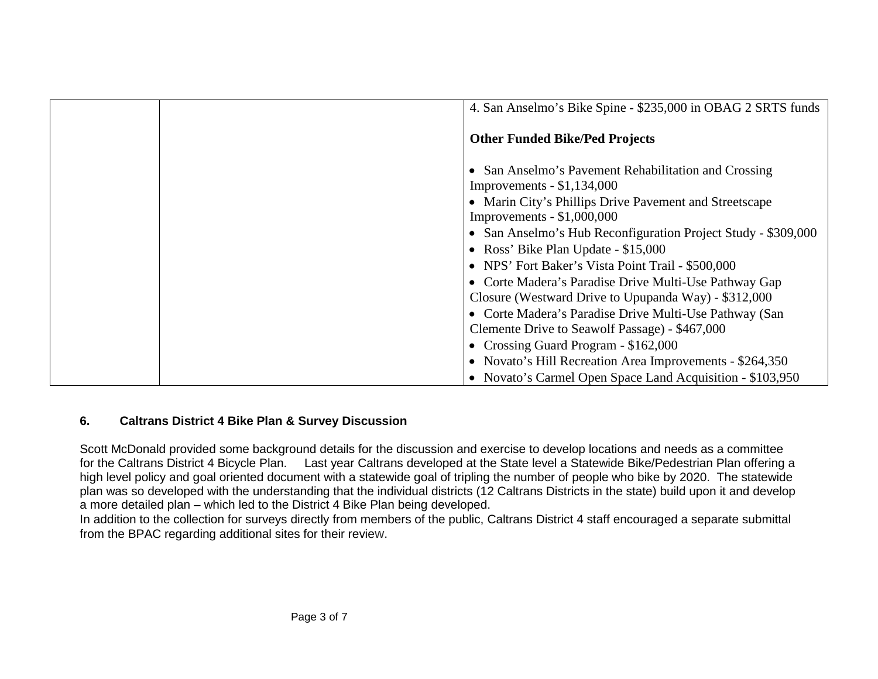|  |  | 4. San Anselmo's Bike Spine - $235,000 in OBAG 2 SRTS funds<br><br>**Other Funded Bike/Ped Projects**<br><br>• San Anselmo's Pavement Rehabilitation and Crossing Improvements - $1,134,000<br>• Marin City's Phillips Drive Pavement and Streetscape Improvements - $1,000,000<br>• San Anselmo's Hub Reconfiguration Project Study - $309,000<br>• Ross' Bike Plan Update - $15,000<br>• NPS' Fort Baker's Vista Point Trail - $500,000<br>• Corte Madera's Paradise Drive Multi-Use Pathway Gap Closure (Westward Drive to Upupanda Way) - $312,000<br>• Corte Madera's Paradise Drive Multi-Use Pathway (San Clemente Drive to Seawolf Passage) - $467,000<br>• Crossing Guard Program - $162,000<br>• Novato's Hill Recreation Area Improvements - $264,350<br>• Novato's Carmel Open Space Land Acquisition - $103,950 |
|---|---|---|

### 6. Caltrans District 4 Bike Plan & Survey Discussion

Scott McDonald provided some background details for the discussion and exercise to develop locations and needs as a committee for the Caltrans District 4 Bicycle Plan. Last year Caltrans developed at the State level a Statewide Bike/Pedestrian Plan offering a high level policy and goal oriented document with a statewide goal of tripling the number of people who bike by 2020. The statewide plan was so developed with the understanding that the individual districts (12 Caltrans Districts in the state) build upon it and develop a more detailed plan – which led to the District 4 Bike Plan being developed.

In addition to the collection for surveys directly from members of the public, Caltrans District 4 staff encouraged a separate submittal from the BPAC regarding additional sites for their review.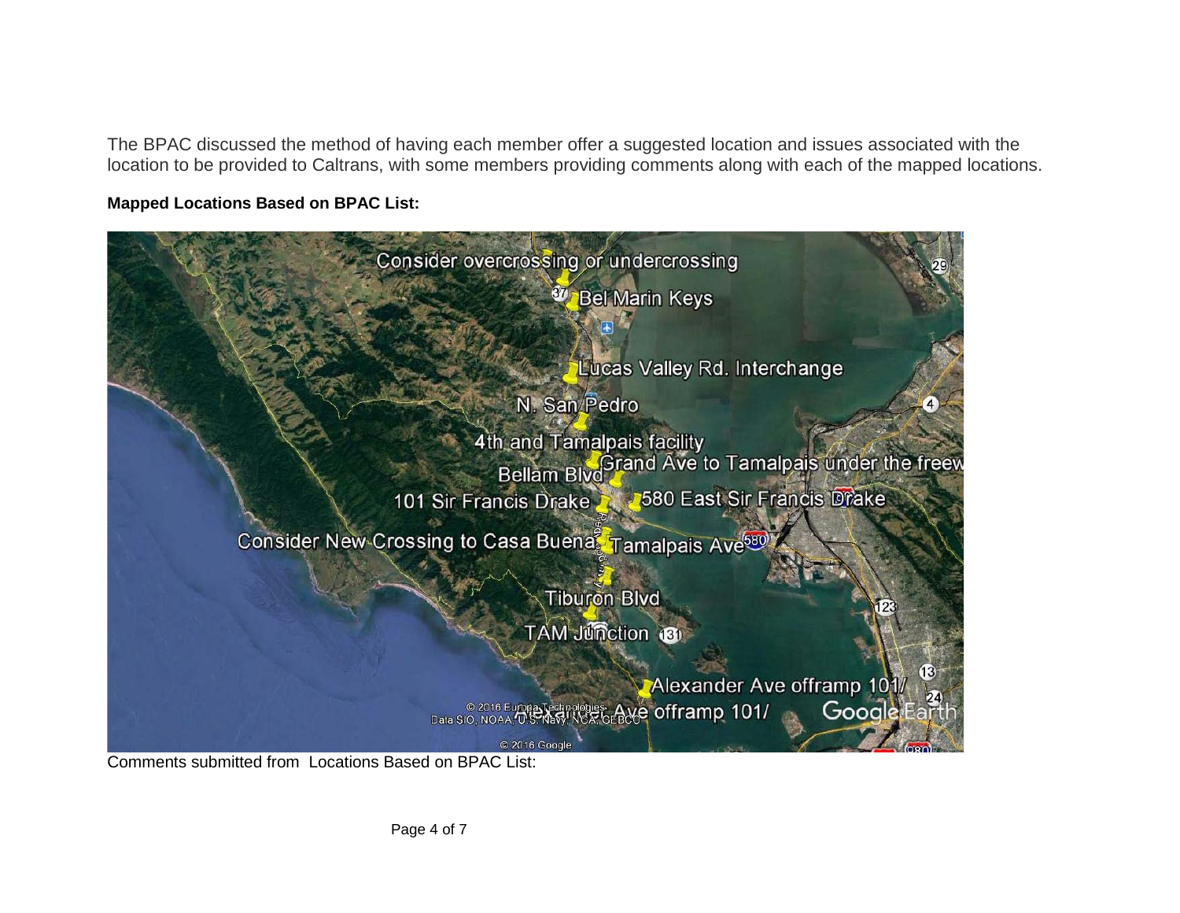The BPAC discussed the method of having each member offer a suggested location and issues associated with the location to be provided to Caltrans, with some members providing comments along with each of the mapped locations.

**Mapped Locations Based on BPAC List:**

Comments submitted from Locations Based on BPAC List: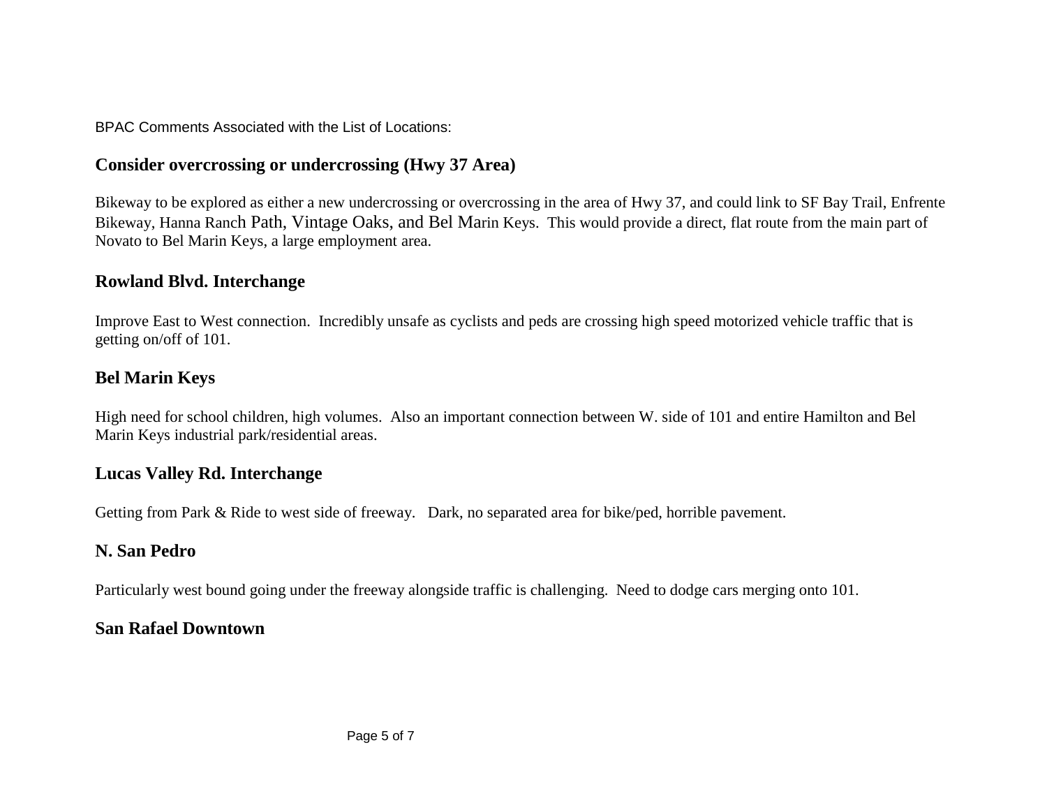BPAC Comments Associated with the List of Locations:

## Consider overcrossing or undercrossing (Hwy 37 Area)

Bikeway to be explored as either a new undercrossing or overcrossing in the area of Hwy 37, and could link to SF Bay Trail, Enfrente Bikeway, Hanna Ranch Path, Vintage Oaks, and Bel Marin Keys. This would provide a direct, flat route from the main part of Novato to Bel Marin Keys, a large employment area.

## Rowland Blvd. Interchange

Improve East to West connection. Incredibly unsafe as cyclists and peds are crossing high speed motorized vehicle traffic that is getting on/off of 101.

## Bel Marin Keys

High need for school children, high volumes. Also an important connection between W. side of 101 and entire Hamilton and Bel Marin Keys industrial park/residential areas.

## Lucas Valley Rd. Interchange

Getting from Park & Ride to west side of freeway. Dark, no separated area for bike/ped, horrible pavement.

## N. San Pedro

Particularly west bound going under the freeway alongside traffic is challenging. Need to dodge cars merging onto 101.

## San Rafael Downtown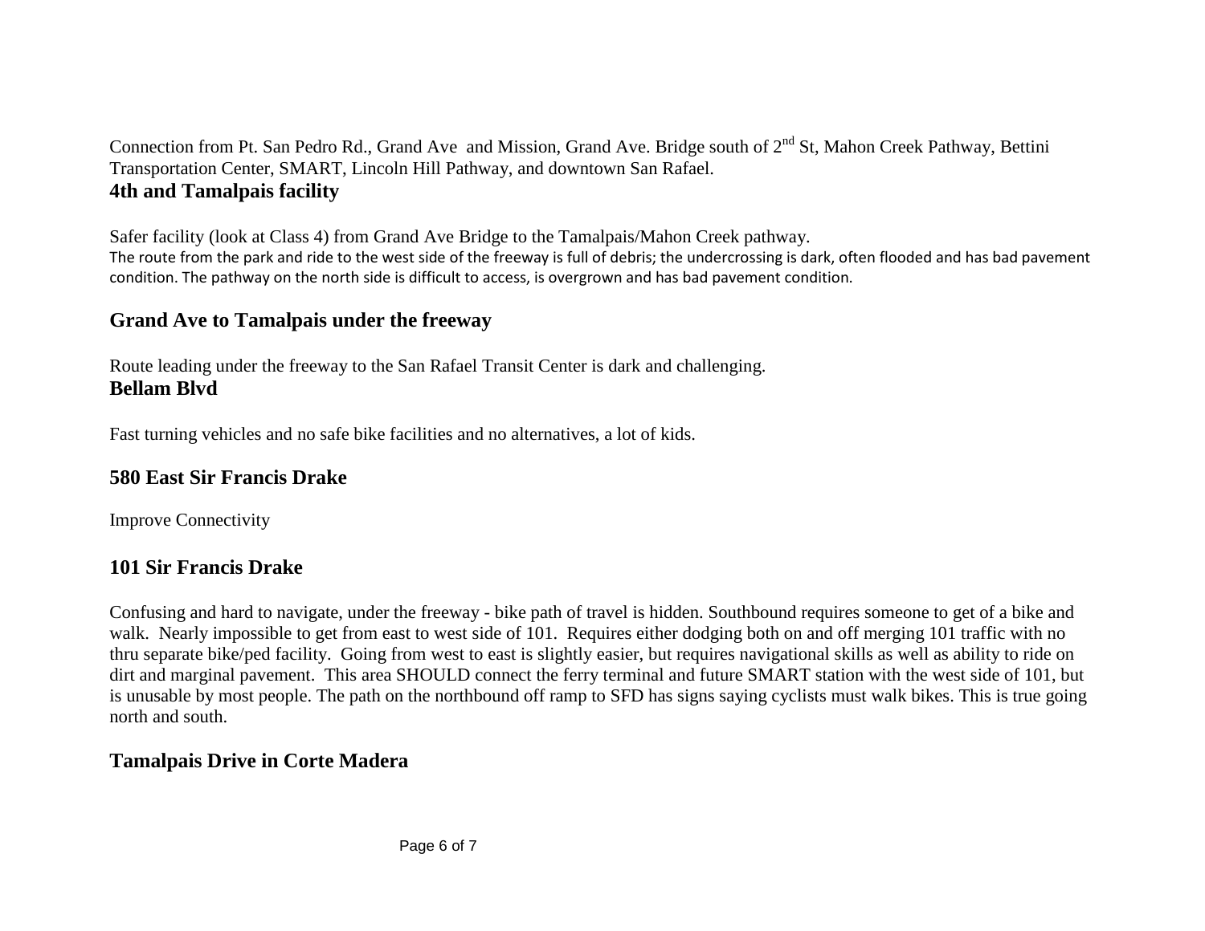Connection from Pt. San Pedro Rd., Grand Ave and Mission, Grand Ave. Bridge south of 2nd St, Mahon Creek Pathway, Bettini Transportation Center, SMART, Lincoln Hill Pathway, and downtown San Rafael.

## 4th and Tamalpais facility

Safer facility (look at Class 4) from Grand Ave Bridge to the Tamalpais/Mahon Creek pathway.

The route from the park and ride to the west side of the freeway is full of debris; the undercrossing is dark, often flooded and has bad pavement condition. The pathway on the north side is difficult to access, is overgrown and has bad pavement condition.

## Grand Ave to Tamalpais under the freeway

Route leading under the freeway to the San Rafael Transit Center is dark and challenging.

## Bellam Blvd

Fast turning vehicles and no safe bike facilities and no alternatives, a lot of kids.

## 580 East Sir Francis Drake

Improve Connectivity

## 101 Sir Francis Drake

Confusing and hard to navigate, under the freeway - bike path of travel is hidden. Southbound requires someone to get of a bike and walk. Nearly impossible to get from east to west side of 101. Requires either dodging both on and off merging 101 traffic with no thru separate bike/ped facility. Going from west to east is slightly easier, but requires navigational skills as well as ability to ride on dirt and marginal pavement. This area SHOULD connect the ferry terminal and future SMART station with the west side of 101, but is unusable by most people. The path on the northbound off ramp to SFD has signs saying cyclists must walk bikes. This is true going north and south.

## Tamalpais Drive in Corte Madera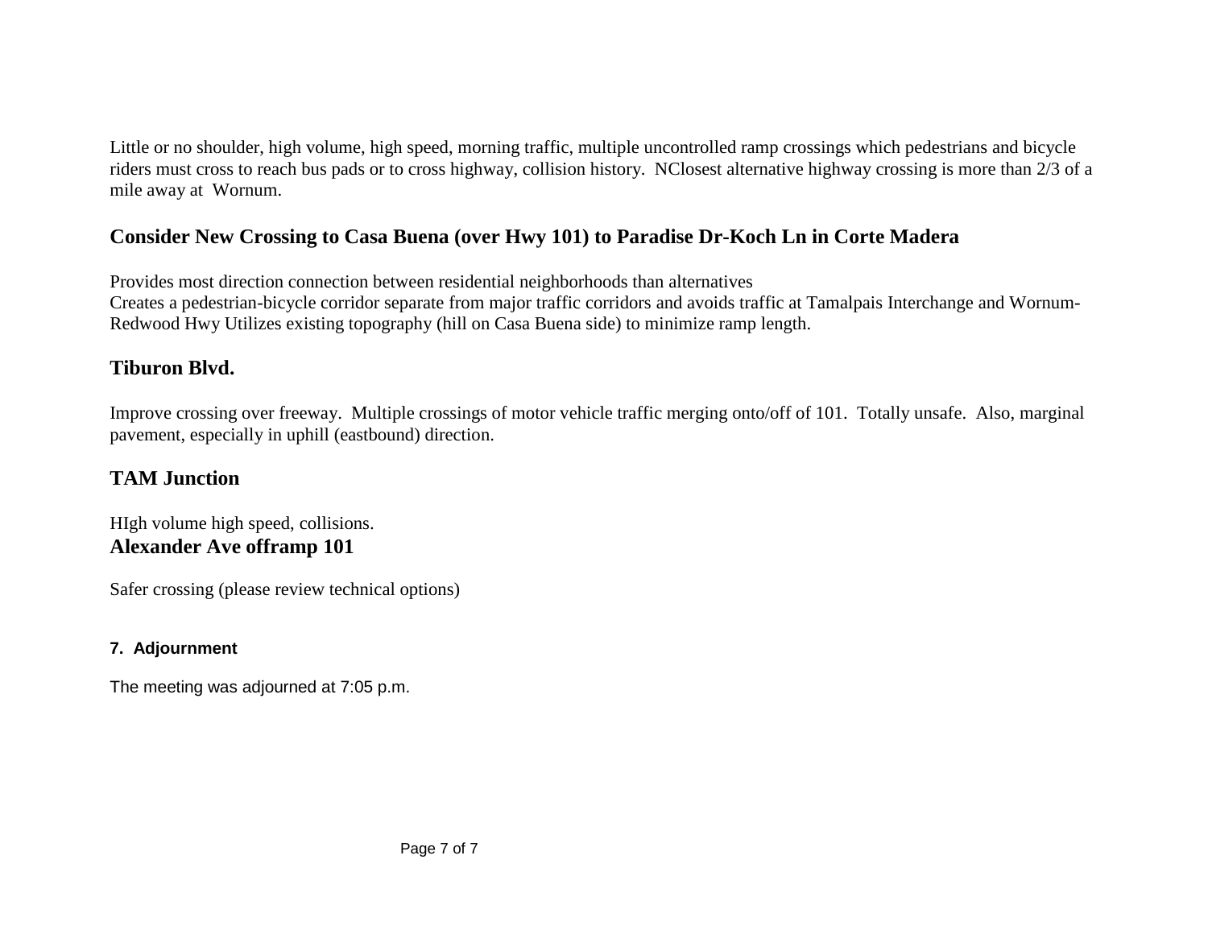Little or no shoulder, high volume, high speed, morning traffic, multiple uncontrolled ramp crossings which pedestrians and bicycle riders must cross to reach bus pads or to cross highway, collision history. NClosest alternative highway crossing is more than 2/3 of a mile away at Wornum.

## Consider New Crossing to Casa Buena (over Hwy 101) to Paradise Dr-Koch Ln in Corte Madera

Provides most direction connection between residential neighborhoods than alternatives
Creates a pedestrian-bicycle corridor separate from major traffic corridors and avoids traffic at Tamalpais Interchange and Wornum-Redwood Hwy Utilizes existing topography (hill on Casa Buena side) to minimize ramp length.

## Tiburon Blvd.

Improve crossing over freeway. Multiple crossings of motor vehicle traffic merging onto/off of 101. Totally unsafe. Also, marginal pavement, especially in uphill (eastbound) direction.

## TAM Junction

HIgh volume high speed, collisions.

## Alexander Ave offramp 101

Safer crossing (please review technical options)

### 7. Adjournment

The meeting was adjourned at 7:05 p.m.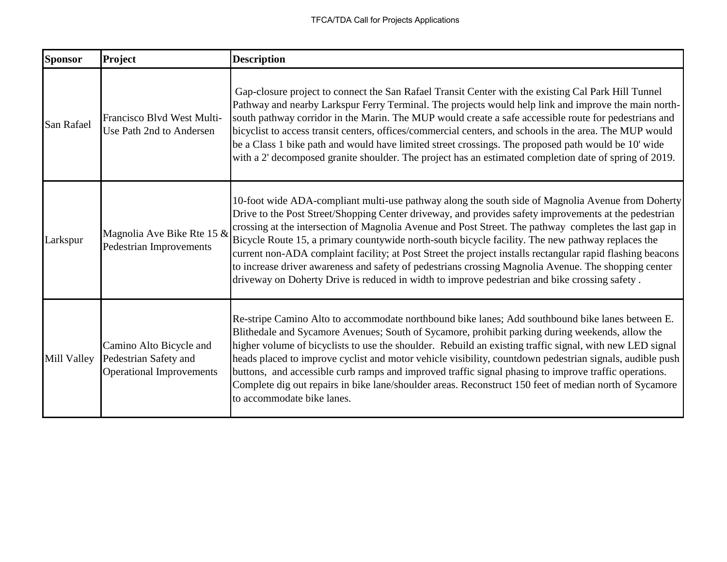| Sponsor | Project | Description |
|---|---|---|
| San Rafael | Francisco Blvd West Multi-Use Path 2nd to Andersen | Gap-closure project to connect the San Rafael Transit Center with the existing Cal Park Hill Tunnel Pathway and nearby Larkspur Ferry Terminal. The projects would help link and improve the main north-south pathway corridor in the Marin. The MUP would create a safe accessible route for pedestrians and bicyclist to access transit centers, offices/commercial centers, and schools in the area. The MUP would be a Class 1 bike path and would have limited street crossings. The proposed path would be 10' wide with a 2' decomposed granite shoulder. The project has an estimated completion date of spring of 2019. |
| Larkspur | Magnolia Ave Bike Rte 15 & Pedestrian Improvements | 10-foot wide ADA-compliant multi-use pathway along the south side of Magnolia Avenue from Doherty Drive to the Post Street/Shopping Center driveway, and provides safety improvements at the pedestrian crossing at the intersection of Magnolia Avenue and Post Street. The pathway completes the last gap in Bicycle Route 15, a primary countywide north-south bicycle facility. The new pathway replaces the current non-ADA complaint facility; at Post Street the project installs rectangular rapid flashing beacons to increase driver awareness and safety of pedestrians crossing Magnolia Avenue. The shopping center driveway on Doherty Drive is reduced in width to improve pedestrian and bike crossing safety . |
| Mill Valley | Camino Alto Bicycle and Pedestrian Safety and Operational Improvements | Re-stripe Camino Alto to accommodate northbound bike lanes; Add southbound bike lanes between E. Blithedale and Sycamore Avenues; South of Sycamore, prohibit parking during weekends, allow the higher volume of bicyclists to use the shoulder. Rebuild an existing traffic signal, with new LED signal heads placed to improve cyclist and motor vehicle visibility, countdown pedestrian signals, audible push buttons, and accessible curb ramps and improved traffic signal phasing to improve traffic operations. Complete dig out repairs in bike lane/shoulder areas. Reconstruct 150 feet of median north of Sycamore to accommodate bike lanes. |